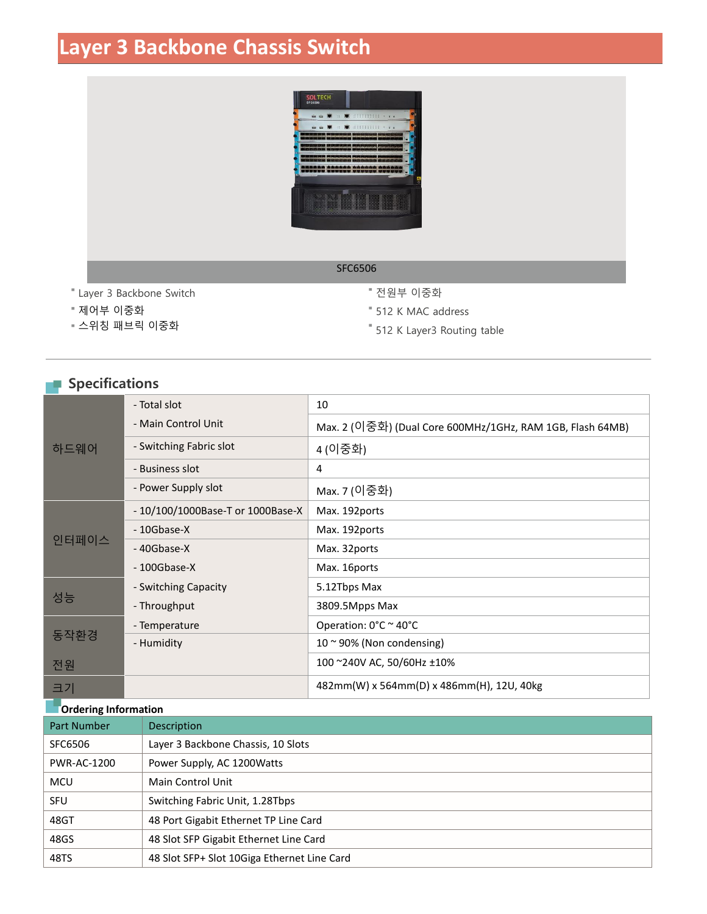# Layer 3 Backbone Chassis Switch

SFC6506

- Layer 3 Backbone Switch
- 제어부 이중화
- 스위칭 패브릭 이중화
- 전원부 이중화
- 512 K MAC address
- 512 K Layer3 Routing table

## Specifications

| | | |
|---|---|---|
| 하드웨어 | - Total slot | 10 |
| | - Main Control Unit | Max. 2 (이중화) (Dual Core 600MHz/1GHz, RAM 1GB, Flash 64MB) |
| | - Switching Fabric slot | 4 (이중화) |
| | - Business slot | 4 |
| | - Power Supply slot | Max. 7 (이중화) |
| 인터페이스 | - 10/100/1000Base-T or 1000Base-X | Max. 192ports |
| | - 10Gbase-X | Max. 192ports |
| | - 40Gbase-X | Max. 32ports |
| | - 100Gbase-X | Max. 16ports |
| 성능 | - Switching Capacity | 5.12Tbps Max |
| | - Throughput | 3809.5Mpps Max |
| 동작환경 | - Temperature | Operation: 0°C ~ 40°C |
| | - Humidity | 10 ~ 90% (Non condensing) |
| 전원 | | 100 ~240V AC, 50/60Hz ±10% |
| 크기 | | 482mm(W) x 564mm(D) x 486mm(H), 12U, 40kg |

### Ordering Information

| Part Number | Description |
|---|---|
| SFC6506 | Layer 3 Backbone Chassis, 10 Slots |
| PWR-AC-1200 | Power Supply, AC 1200Watts |
| MCU | Main Control Unit |
| SFU | Switching Fabric Unit, 1.28Tbps |
| 48GT | 48 Port Gigabit Ethernet TP Line Card |
| 48GS | 48 Slot SFP Gigabit Ethernet Line Card |
| 48TS | 48 Slot SFP+ Slot 10Giga Ethernet Line Card |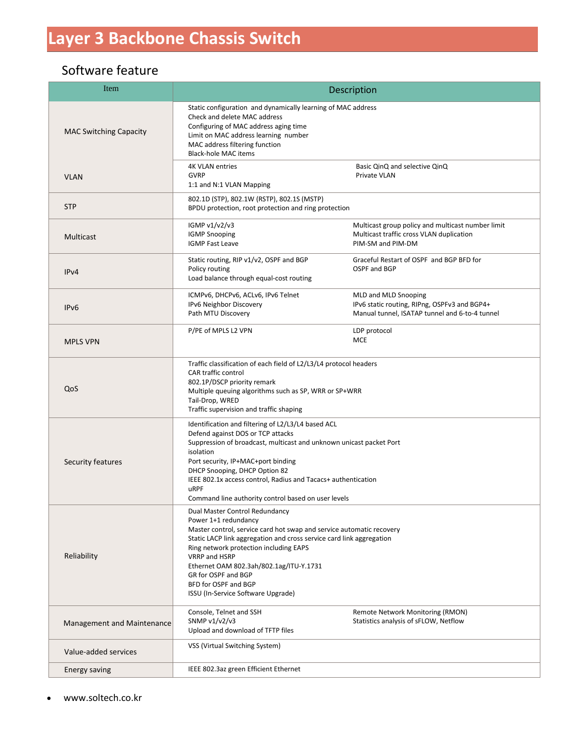# Layer 3 Backbone Chassis Switch

## Software feature

| Item | Description |
|---|---|
| MAC Switching Capacity | Static configuration and dynamically learning of MAC address<br>Check and delete MAC address<br>Configuring of MAC address aging time<br>Limit on MAC address learning number<br>MAC address filtering function<br>Black-hole MAC items |
| VLAN | 4K VLAN entries<br>GVRP<br>1:1 and N:1 VLAN Mapping<br>Basic QinQ and selective QinQ<br>Private VLAN |
| STP | 802.1D (STP), 802.1W (RSTP), 802.1S (MSTP)<br>BPDU protection, root protection and ring protection |
| Multicast | IGMP v1/v2/v3<br>IGMP Snooping<br>IGMP Fast Leave<br>Multicast group policy and multicast number limit<br>Multicast traffic cross VLAN duplication<br>PIM-SM and PIM-DM |
| IPv4 | Static routing, RIP v1/v2, OSPF and BGP<br>Policy routing<br>Load balance through equal-cost routing<br>Graceful Restart of OSPF and BGP BFD for OSPF and BGP |
| IPv6 | ICMPv6, DHCPv6, ACLv6, IPv6 Telnet<br>IPv6 Neighbor Discovery<br>Path MTU Discovery<br>MLD and MLD Snooping<br>IPv6 static routing, RIPng, OSPFv3 and BGP4+<br>Manual tunnel, ISATAP tunnel and 6-to-4 tunnel |
| MPLS VPN | P/PE of MPLS L2 VPN<br>LDP protocol<br>MCE |
| QoS | Traffic classification of each field of L2/L3/L4 protocol headers<br>CAR traffic control<br>802.1P/DSCP priority remark<br>Multiple queuing algorithms such as SP, WRR or SP+WRR<br>Tail-Drop, WRED<br>Traffic supervision and traffic shaping |
| Security features | Identification and filtering of L2/L3/L4 based ACL<br>Defend against DOS or TCP attacks<br>Suppression of broadcast, multicast and unknown unicast packet Port isolation<br>Port security, IP+MAC+port binding<br>DHCP Snooping, DHCP Option 82<br>IEEE 802.1x access control, Radius and Tacacs+ authentication<br>uRPF<br>Command line authority control based on user levels |
| Reliability | Dual Master Control Redundancy<br>Power 1+1 redundancy<br>Master control, service card hot swap and service automatic recovery<br>Static LACP link aggregation and cross service card link aggregation<br>Ring network protection including EAPS<br>VRRP and HSRP<br>Ethernet OAM 802.3ah/802.1ag/ITU-Y.1731<br>GR for OSPF and BGP<br>BFD for OSPF and BGP<br>ISSU (In-Service Software Upgrade) |
| Management and Maintenance | Console, Telnet and SSH<br>SNMP v1/v2/v3<br>Upload and download of TFTP files<br>Remote Network Monitoring (RMON)<br>Statistics analysis of sFLOW, Netflow |
| Value-added services | VSS (Virtual Switching System) |
| Energy saving | IEEE 802.3az green Efficient Ethernet |

- www.soltech.co.kr